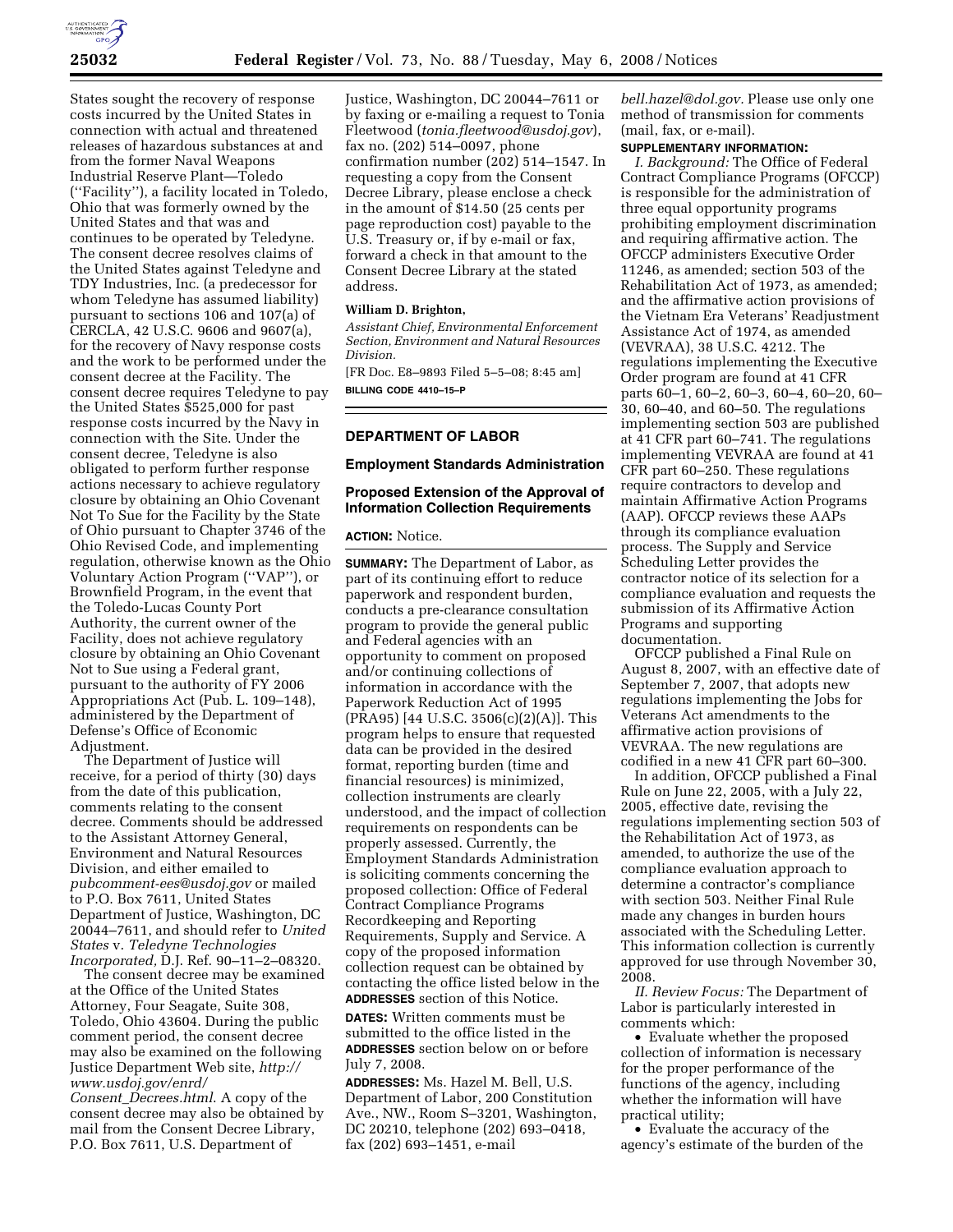States sought the recovery of response costs incurred by the United States in connection with actual and threatened releases of hazardous substances at and from the former Naval Weapons Industrial Reserve Plant—Toledo (''Facility''), a facility located in Toledo, Ohio that was formerly owned by the United States and that was and continues to be operated by Teledyne. The consent decree resolves claims of the United States against Teledyne and TDY Industries, Inc. (a predecessor for whom Teledyne has assumed liability) pursuant to sections 106 and 107(a) of CERCLA, 42 U.S.C. 9606 and 9607(a), for the recovery of Navy response costs and the work to be performed under the consent decree at the Facility. The consent decree requires Teledyne to pay the United States $525,000 for past response costs incurred by the Navy in connection with the Site. Under the consent decree, Teledyne is also obligated to perform further response actions necessary to achieve regulatory closure by obtaining an Ohio Covenant Not To Sue for the Facility by the State of Ohio pursuant to Chapter 3746 of the Ohio Revised Code, and implementing regulation, otherwise known as the Ohio Voluntary Action Program (''VAP''), or Brownfield Program, in the event that the Toledo-Lucas County Port Authority, the current owner of the Facility, does not achieve regulatory closure by obtaining an Ohio Covenant Not to Sue using a Federal grant, pursuant to the authority of FY 2006 Appropriations Act (Pub. L. 109–148), administered by the Department of Defense's Office of Economic Adjustment.

The Department of Justice will receive, for a period of thirty (30) days from the date of this publication, comments relating to the consent decree. Comments should be addressed to the Assistant Attorney General, Environment and Natural Resources Division, and either emailed to *pubcomment-ees@usdoj.gov* or mailed to P.O. Box 7611, United States Department of Justice, Washington, DC 20044–7611, and should refer to *United States* v. *Teledyne Technologies Incorporated,* D.J. Ref. 90–11–2–08320.

The consent decree may be examined at the Office of the United States Attorney, Four Seagate, Suite 308, Toledo, Ohio 43604. During the public comment period, the consent decree may also be examined on the following Justice Department Web site, *http://www.usdoj.gov/enrd/Consent_Decrees.html.* A copy of the consent decree may also be obtained by mail from the Consent Decree Library, P.O. Box 7611, U.S. Department of Justice, Washington, DC 20044–7611 or by faxing or e-mailing a request to Tonia Fleetwood (*tonia.fleetwood@usdoj.gov*), fax no. (202) 514–0097, phone confirmation number (202) 514–1547. In requesting a copy from the Consent Decree Library, please enclose a check in the amount of $14.50 (25 cents per page reproduction cost) payable to the U.S. Treasury or, if by e-mail or fax, forward a check in that amount to the Consent Decree Library at the stated address.

**William D. Brighton,**

*Assistant Chief, Environmental Enforcement Section, Environment and Natural Resources Division.*

[FR Doc. E8–9893 Filed 5–5–08; 8:45 am]

**BILLING CODE 4410–15–P**

## DEPARTMENT OF LABOR

### Employment Standards Administration

### Proposed Extension of the Approval of Information Collection Requirements

**ACTION:** Notice.

**SUMMARY:** The Department of Labor, as part of its continuing effort to reduce paperwork and respondent burden, conducts a pre-clearance consultation program to provide the general public and Federal agencies with an opportunity to comment on proposed and/or continuing collections of information in accordance with the Paperwork Reduction Act of 1995 (PRA95) [44 U.S.C. 3506(c)(2)(A)]. This program helps to ensure that requested data can be provided in the desired format, reporting burden (time and financial resources) is minimized, collection instruments are clearly understood, and the impact of collection requirements on respondents can be properly assessed. Currently, the Employment Standards Administration is soliciting comments concerning the proposed collection: Office of Federal Contract Compliance Programs Recordkeeping and Reporting Requirements, Supply and Service. A copy of the proposed information collection request can be obtained by contacting the office listed below in the **ADDRESSES** section of this Notice.

**DATES:** Written comments must be submitted to the office listed in the **ADDRESSES** section below on or before July 7, 2008.

**ADDRESSES:** Ms. Hazel M. Bell, U.S. Department of Labor, 200 Constitution Ave., NW., Room S–3201, Washington, DC 20210, telephone (202) 693–0418, fax (202) 693–1451, e-mail *bell.hazel@dol.gov.* Please use only one method of transmission for comments (mail, fax, or e-mail).

**SUPPLEMENTARY INFORMATION:**

*I. Background:* The Office of Federal Contract Compliance Programs (OFCCP) is responsible for the administration of three equal opportunity programs prohibiting employment discrimination and requiring affirmative action. The OFCCP administers Executive Order 11246, as amended; section 503 of the Rehabilitation Act of 1973, as amended; and the affirmative action provisions of the Vietnam Era Veterans' Readjustment Assistance Act of 1974, as amended (VEVRAA), 38 U.S.C. 4212. The regulations implementing the Executive Order program are found at 41 CFR parts 60–1, 60–2, 60–3, 60–4, 60–20, 60–30, 60–40, and 60–50. The regulations implementing section 503 are published at 41 CFR part 60–741. The regulations implementing VEVRAA are found at 41 CFR part 60–250. These regulations require contractors to develop and maintain Affirmative Action Programs (AAP). OFCCP reviews these AAPs through its compliance evaluation process. The Supply and Service Scheduling Letter provides the contractor notice of its selection for a compliance evaluation and requests the submission of its Affirmative Action Programs and supporting documentation.

OFCCP published a Final Rule on August 8, 2007, with an effective date of September 7, 2007, that adopts new regulations implementing the Jobs for Veterans Act amendments to the affirmative action provisions of VEVRAA. The new regulations are codified in a new 41 CFR part 60–300.

In addition, OFCCP published a Final Rule on June 22, 2005, with a July 22, 2005, effective date, revising the regulations implementing section 503 of the Rehabilitation Act of 1973, as amended, to authorize the use of the compliance evaluation approach to determine a contractor's compliance with section 503. Neither Final Rule made any changes in burden hours associated with the Scheduling Letter. This information collection is currently approved for use through November 30, 2008.

*II. Review Focus:* The Department of Labor is particularly interested in comments which:

- Evaluate whether the proposed collection of information is necessary for the proper performance of the functions of the agency, including whether the information will have practical utility;
- Evaluate the accuracy of the agency's estimate of the burden of the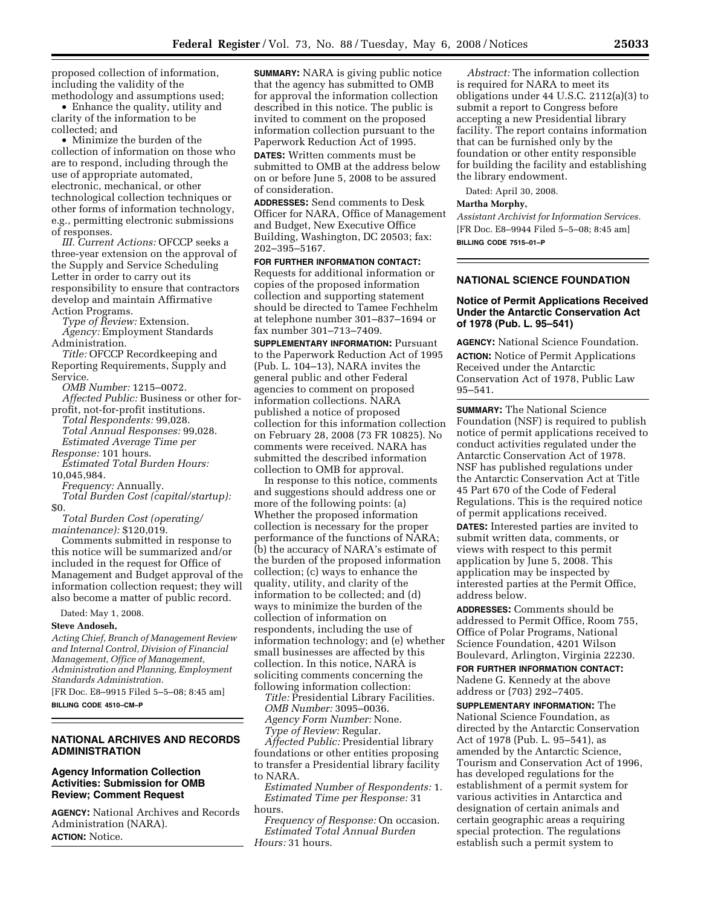proposed collection of information, including the validity of the methodology and assumptions used;

- Enhance the quality, utility and clarity of the information to be collected; and
- Minimize the burden of the collection of information on those who are to respond, including through the use of appropriate automated, electronic, mechanical, or other technological collection techniques or other forms of information technology, e.g., permitting electronic submissions of responses.

*III. Current Actions:* OFCCP seeks a three-year extension on the approval of the Supply and Service Scheduling Letter in order to carry out its responsibility to ensure that contractors develop and maintain Affirmative Action Programs.

*Type of Review:* Extension.

*Agency:* Employment Standards Administration.

*Title:* OFCCP Recordkeeping and Reporting Requirements, Supply and Service.

*OMB Number:* 1215–0072.

*Affected Public:* Business or other for-profit, not-for-profit institutions.

*Total Respondents:* 99,028.

*Total Annual Responses:* 99,028.

*Estimated Average Time per Response:* 101 hours.

*Estimated Total Burden Hours:* 10,045,984.

*Frequency:* Annually.

*Total Burden Cost (capital/startup):* $0.

*Total Burden Cost (operating/maintenance):* $120,019.

Comments submitted in response to this notice will be summarized and/or included in the request for Office of Management and Budget approval of the information collection request; they will also become a matter of public record.

Dated: May 1, 2008.

**Steve Andoseh,**

*Acting Chief, Branch of Management Review and Internal Control, Division of Financial Management, Office of Management, Administration and Planning, Employment Standards Administration.*

[FR Doc. E8–9915 Filed 5–5–08; 8:45 am]

**BILLING CODE 4510–CM–P**

## NATIONAL ARCHIVES AND RECORDS ADMINISTRATION

### Agency Information Collection Activities: Submission for OMB Review; Comment Request

**AGENCY:** National Archives and Records Administration (NARA).

**ACTION:** Notice.

**SUMMARY:** NARA is giving public notice that the agency has submitted to OMB for approval the information collection described in this notice. The public is invited to comment on the proposed information collection pursuant to the Paperwork Reduction Act of 1995.

**DATES:** Written comments must be submitted to OMB at the address below on or before June 5, 2008 to be assured of consideration.

**ADDRESSES:** Send comments to Desk Officer for NARA, Office of Management and Budget, New Executive Office Building, Washington, DC 20503; fax: 202–395–5167.

**FOR FURTHER INFORMATION CONTACT:** Requests for additional information or copies of the proposed information collection and supporting statement should be directed to Tamee Fechhelm at telephone number 301–837–1694 or fax number 301–713–7409.

**SUPPLEMENTARY INFORMATION:** Pursuant to the Paperwork Reduction Act of 1995 (Pub. L. 104–13), NARA invites the general public and other Federal agencies to comment on proposed information collections. NARA published a notice of proposed collection for this information collection on February 28, 2008 (73 FR 10825). No comments were received. NARA has submitted the described information collection to OMB for approval.

In response to this notice, comments and suggestions should address one or more of the following points: (a) Whether the proposed information collection is necessary for the proper performance of the functions of NARA; (b) the accuracy of NARA's estimate of the burden of the proposed information collection; (c) ways to enhance the quality, utility, and clarity of the information to be collected; and (d) ways to minimize the burden of the collection of information on respondents, including the use of information technology; and (e) whether small businesses are affected by this collection. In this notice, NARA is soliciting comments concerning the following information collection:

*Title:* Presidential Library Facilities.

*OMB Number:* 3095–0036.

*Agency Form Number:* None.

*Type of Review:* Regular.

*Affected Public:* Presidential library foundations or other entities proposing to transfer a Presidential library facility to NARA.

*Estimated Number of Respondents:* 1.

*Estimated Time per Response:* 31 hours.

*Frequency of Response:* On occasion.

*Estimated Total Annual Burden Hours:* 31 hours.

*Abstract:* The information collection is required for NARA to meet its obligations under 44 U.S.C. 2112(a)(3) to submit a report to Congress before accepting a new Presidential library facility. The report contains information that can be furnished only by the foundation or other entity responsible for building the facility and establishing the library endowment.

Dated: April 30, 2008.

**Martha Morphy,**

*Assistant Archivist for Information Services.*

[FR Doc. E8–9944 Filed 5–5–08; 8:45 am]

**BILLING CODE 7515–01–P**

## NATIONAL SCIENCE FOUNDATION

### Notice of Permit Applications Received Under the Antarctic Conservation Act of 1978 (Pub. L. 95–541)

**AGENCY:** National Science Foundation.

**ACTION:** Notice of Permit Applications Received under the Antarctic Conservation Act of 1978, Public Law 95–541.

**SUMMARY:** The National Science Foundation (NSF) is required to publish notice of permit applications received to conduct activities regulated under the Antarctic Conservation Act of 1978. NSF has published regulations under the Antarctic Conservation Act at Title 45 Part 670 of the Code of Federal Regulations. This is the required notice of permit applications received.

**DATES:** Interested parties are invited to submit written data, comments, or views with respect to this permit application by June 5, 2008. This application may be inspected by interested parties at the Permit Office, address below.

**ADDRESSES:** Comments should be addressed to Permit Office, Room 755, Office of Polar Programs, National Science Foundation, 4201 Wilson Boulevard, Arlington, Virginia 22230.

**FOR FURTHER INFORMATION CONTACT:** Nadene G. Kennedy at the above address or (703) 292–7405.

**SUPPLEMENTARY INFORMATION:** The National Science Foundation, as directed by the Antarctic Conservation Act of 1978 (Pub. L. 95–541), as amended by the Antarctic Science, Tourism and Conservation Act of 1996, has developed regulations for the establishment of a permit system for various activities in Antarctica and designation of certain animals and certain geographic areas a requiring special protection. The regulations establish such a permit system to